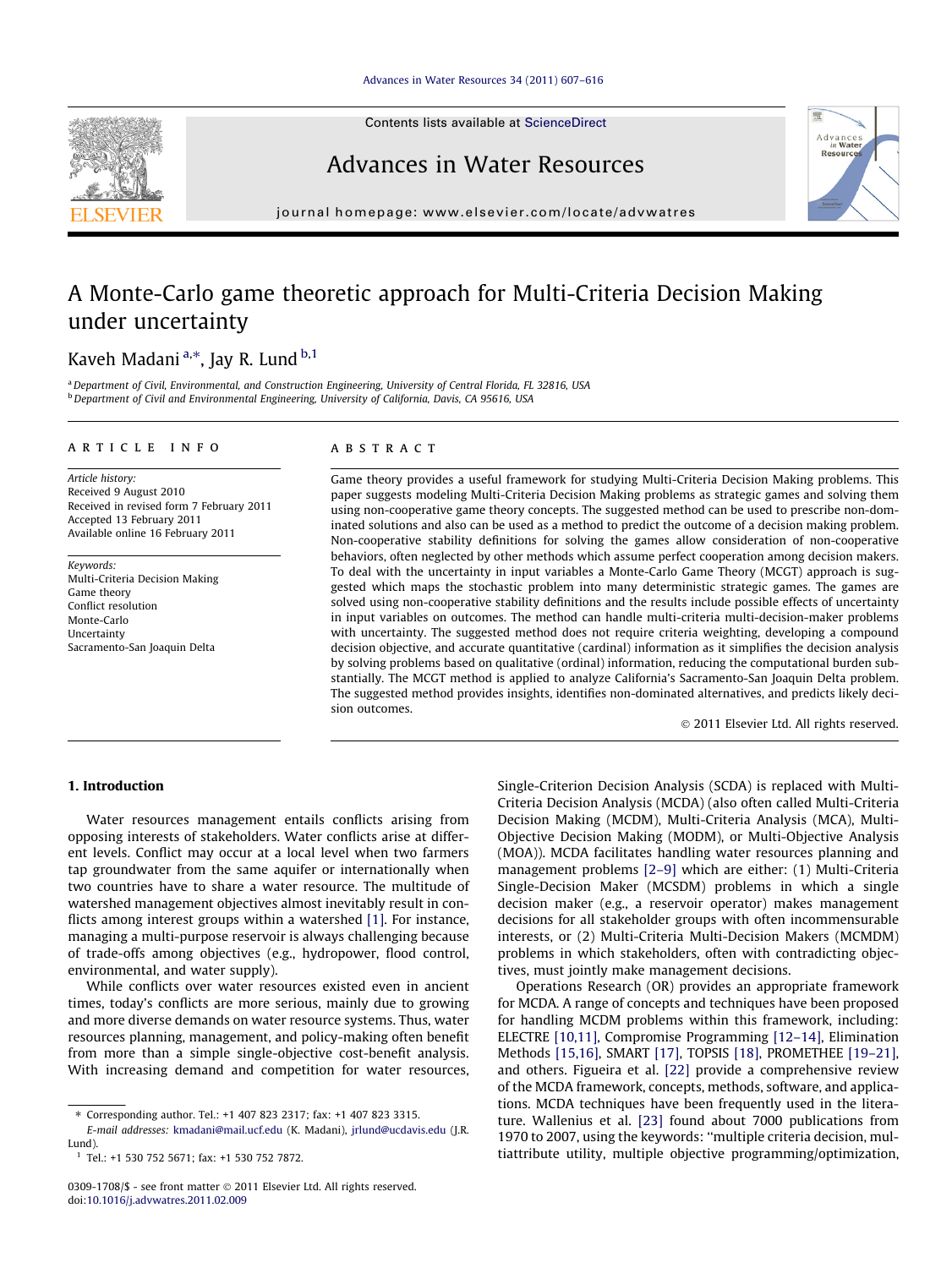# A Monte-Carlo game theoretic approach for Multi-Criteria Decision Making under uncertainty

Kaveh Madani [a,*], Jay R. Lund [b,1]

[a] Department of Civil, Environmental, and Construction Engineering, University of Central Florida, FL 32816, USA
[b] Department of Civil and Environmental Engineering, University of California, Davis, CA 95616, USA

## ARTICLE INFO

*Article history:*
Received 9 August 2010
Received in revised form 7 February 2011
Accepted 13 February 2011
Available online 16 February 2011

*Keywords:*
Multi-Criteria Decision Making
Game theory
Conflict resolution
Monte-Carlo
Uncertainty
Sacramento-San Joaquin Delta

## ABSTRACT

Game theory provides a useful framework for studying Multi-Criteria Decision Making problems. This paper suggests modeling Multi-Criteria Decision Making problems as strategic games and solving them using non-cooperative game theory concepts. The suggested method can be used to prescribe non-dominated solutions and also can be used as a method to predict the outcome of a decision making problem. Non-cooperative stability definitions for solving the games allow consideration of non-cooperative behaviors, often neglected by other methods which assume perfect cooperation among decision makers. To deal with the uncertainty in input variables a Monte-Carlo Game Theory (MCGT) approach is suggested which maps the stochastic problem into many deterministic strategic games. The games are solved using non-cooperative stability definitions and the results include possible effects of uncertainty in input variables on outcomes. The method can handle multi-criteria multi-decision-maker problems with uncertainty. The suggested method does not require criteria weighting, developing a compound decision objective, and accurate quantitative (cardinal) information as it simplifies the decision analysis by solving problems based on qualitative (ordinal) information, reducing the computational burden substantially. The MCGT method is applied to analyze California's Sacramento-San Joaquin Delta problem. The suggested method provides insights, identifies non-dominated alternatives, and predicts likely decision outcomes.

© 2011 Elsevier Ltd. All rights reserved.

## 1. Introduction

Water resources management entails conflicts arising from opposing interests of stakeholders. Water conflicts arise at different levels. Conflict may occur at a local level when two farmers tap groundwater from the same aquifer or internationally when two countries have to share a water resource. The multitude of watershed management objectives almost inevitably result in conflicts among interest groups within a watershed [1]. For instance, managing a multi-purpose reservoir is always challenging because of trade-offs among objectives (e.g., hydropower, flood control, environmental, and water supply).

While conflicts over water resources existed even in ancient times, today's conflicts are more serious, mainly due to growing and more diverse demands on water resource systems. Thus, water resources planning, management, and policy-making often benefit from more than a simple single-objective cost-benefit analysis. With increasing demand and competition for water resources, Single-Criterion Decision Analysis (SCDA) is replaced with Multi-Criteria Decision Analysis (MCDA) (also often called Multi-Criteria Decision Making (MCDM), Multi-Criteria Analysis (MCA), Multi-Objective Decision Making (MODM), or Multi-Objective Analysis (MOA)). MCDA facilitates handling water resources planning and management problems [2–9] which are either: (1) Multi-Criteria Single-Decision Maker (MCSDM) problems in which a single decision maker (e.g., a reservoir operator) makes management decisions for all stakeholder groups with often incommensurable interests, or (2) Multi-Criteria Multi-Decision Makers (MCMDM) problems in which stakeholders, often with contradicting objectives, must jointly make management decisions.

Operations Research (OR) provides an appropriate framework for MCDA. A range of concepts and techniques have been proposed for handling MCDM problems within this framework, including: ELECTRE [10,11], Compromise Programming [12–14], Elimination Methods [15,16], SMART [17], TOPSIS [18], PROMETHEE [19–21], and others. Figueira et al. [22] provide a comprehensive review of the MCDA framework, concepts, methods, software, and applications. MCDA techniques have been frequently used in the literature. Wallenius et al. [23] found about 7000 publications from 1970 to 2007, using the keywords: "multiple criteria decision, multiattribute utility, multiple objective programming/optimization,

---

* Corresponding author. Tel.: +1 407 823 2317; fax: +1 407 823 3315.
*E-mail addresses:* kmadani@mail.ucf.edu (K. Madani), jrlund@ucdavis.edu (J.R. Lund).

[1] Tel.: +1 530 752 5671; fax: +1 530 752 7872.

0309-1708/$ - see front matter © 2011 Elsevier Ltd. All rights reserved.
doi:10.1016/j.advwatres.2011.02.009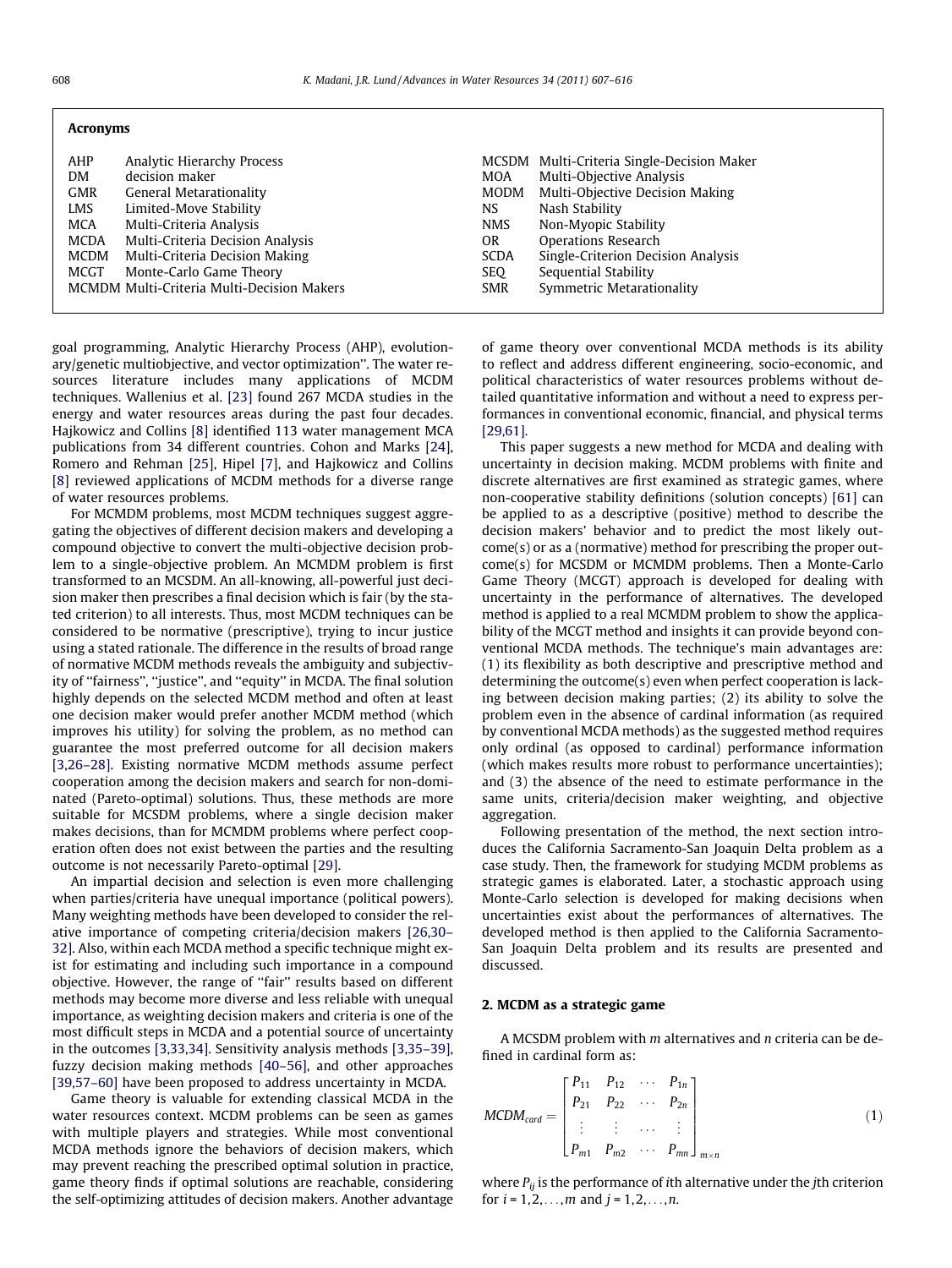**Acronyms**

| | | | |
|---|---|---|---|
| AHP | Analytic Hierarchy Process | MCSDM | Multi-Criteria Single-Decision Maker |
| DM | decision maker | MOA | Multi-Objective Analysis |
| GMR | General Metarationality | MODM | Multi-Objective Decision Making |
| LMS | Limited-Move Stability | NS | Nash Stability |
| MCA | Multi-Criteria Analysis | NMS | Non-Myopic Stability |
| MCDA | Multi-Criteria Decision Analysis | OR | Operations Research |
| MCDM | Multi-Criteria Decision Making | SCDA | Single-Criterion Decision Analysis |
| MCGT | Monte-Carlo Game Theory | SEQ | Sequential Stability |
| MCMDM | Multi-Criteria Multi-Decision Makers | SMR | Symmetric Metarationality |

goal programming, Analytic Hierarchy Process (AHP), evolutionary/genetic multiobjective, and vector optimization''. The water resources literature includes many applications of MCDM techniques. Wallenius et al. [23] found 267 MCDA studies in the energy and water resources areas during the past four decades. Hajkowicz and Collins [8] identified 113 water management MCA publications from 34 different countries. Cohon and Marks [24], Romero and Rehman [25], Hipel [7], and Hajkowicz and Collins [8] reviewed applications of MCDM methods for a diverse range of water resources problems.

For MCMDM problems, most MCDM techniques suggest aggregating the objectives of different decision makers and developing a compound objective to convert the multi-objective decision problem to a single-objective problem. An MCMDM problem is first transformed to an MCSDM. An all-knowing, all-powerful just decision maker then prescribes a final decision which is fair (by the stated criterion) to all interests. Thus, most MCDM techniques can be considered to be normative (prescriptive), trying to incur justice using a stated rationale. The difference in the results of broad range of normative MCDM methods reveals the ambiguity and subjectivity of ''fairness'', ''justice'', and ''equity'' in MCDA. The final solution highly depends on the selected MCDM method and often at least one decision maker would prefer another MCDM method (which improves his utility) for solving the problem, as no method can guarantee the most preferred outcome for all decision makers [3,26–28]. Existing normative MCDM methods assume perfect cooperation among the decision makers and search for non-dominated (Pareto-optimal) solutions. Thus, these methods are more suitable for MCSDM problems, where a single decision maker makes decisions, than for MCMDM problems where perfect cooperation often does not exist between the parties and the resulting outcome is not necessarily Pareto-optimal [29].

An impartial decision and selection is even more challenging when parties/criteria have unequal importance (political powers). Many weighting methods have been developed to consider the relative importance of competing criteria/decision makers [26,30–32]. Also, within each MCDA method a specific technique might exist for estimating and including such importance in a compound objective. However, the range of ''fair'' results based on different methods may become more diverse and less reliable with unequal importance, as weighting decision makers and criteria is one of the most difficult steps in MCDA and a potential source of uncertainty in the outcomes [3,33,34]. Sensitivity analysis methods [3,35–39], fuzzy decision making methods [40–56], and other approaches [39,57–60] have been proposed to address uncertainty in MCDA.

Game theory is valuable for extending classical MCDA in the water resources context. MCDM problems can be seen as games with multiple players and strategies. While most conventional MCDA methods ignore the behaviors of decision makers, which may prevent reaching the prescribed optimal solution in practice, game theory finds if optimal solutions are reachable, considering the self-optimizing attitudes of decision makers. Another advantage of game theory over conventional MCDA methods is its ability to reflect and address different engineering, socio-economic, and political characteristics of water resources problems without detailed quantitative information and without a need to express performances in conventional economic, financial, and physical terms [29,61].

This paper suggests a new method for MCDA and dealing with uncertainty in decision making. MCDM problems with finite and discrete alternatives are first examined as strategic games, where non-cooperative stability definitions (solution concepts) [61] can be applied to as a descriptive (positive) method to describe the decision makers' behavior and to predict the most likely outcome(s) or as a (normative) method for prescribing the proper outcome(s) for MCSDM or MCMDM problems. Then a Monte-Carlo Game Theory (MCGT) approach is developed for dealing with uncertainty in the performance of alternatives. The developed method is applied to a real MCMDM problem to show the applicability of the MCGT method and insights it can provide beyond conventional MCDA methods. The technique's main advantages are: (1) its flexibility as both descriptive and prescriptive method and determining the outcome(s) even when perfect cooperation is lacking between decision making parties; (2) its ability to solve the problem even in the absence of cardinal information (as required by conventional MCDA methods) as the suggested method requires only ordinal (as opposed to cardinal) performance information (which makes results more robust to performance uncertainties); and (3) the absence of the need to estimate performance in the same units, criteria/decision maker weighting, and objective aggregation.

Following presentation of the method, the next section introduces the California Sacramento-San Joaquin Delta problem as a case study. Then, the framework for studying MCDM problems as strategic games is elaborated. Later, a stochastic approach using Monte-Carlo selection is developed for making decisions when uncertainties exist about the performances of alternatives. The developed method is then applied to the California Sacramento-San Joaquin Delta problem and its results are presented and discussed.

## 2. MCDM as a strategic game

A MCSDM problem with $m$ alternatives and $n$ criteria can be defined in cardinal form as:

$$MCDM_{card} = \begin{bmatrix} P_{11} & P_{12} & \cdots & P_{1n} \\ P_{21} & P_{22} & \cdots & P_{2n} \\ \vdots & \vdots & \cdots & \vdots \\ P_{m1} & P_{m2} & \cdots & P_{mn} \end{bmatrix}_{m \times n} \tag{1}$$

where $P_{ij}$ is the performance of $i$th alternative under the $j$th criterion for $i = 1, 2, \ldots, m$ and $j = 1, 2, \ldots, n$.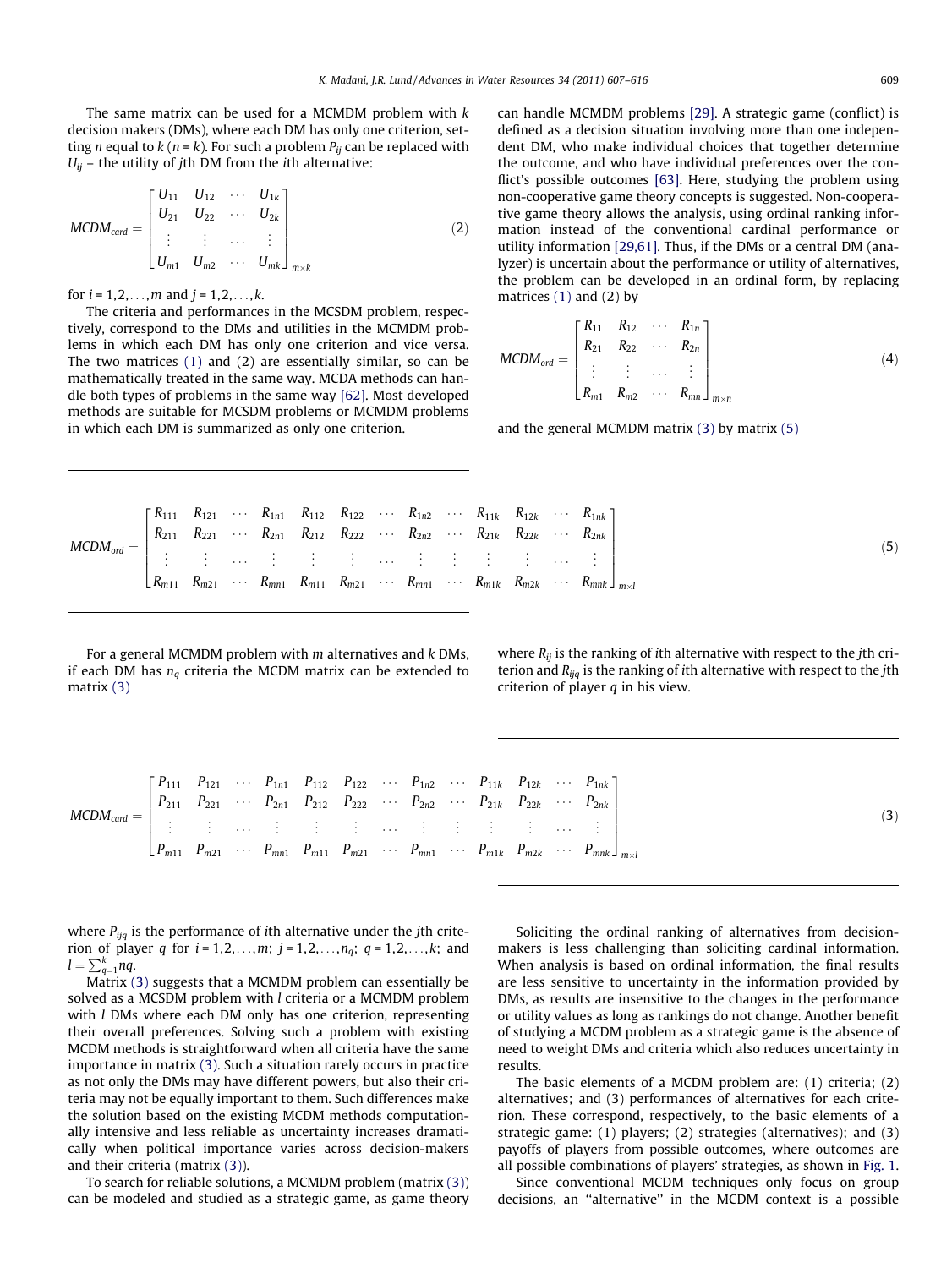The same matrix can be used for a MCMDM problem with $k$ decision makers (DMs), where each DM has only one criterion, setting $n$ equal to $k$ ($n = k$). For such a problem $P_{ij}$ can be replaced with $U_{ij}$ – the utility of $j$th DM from the $i$th alternative:

$$MCDM_{card} = \begin{bmatrix} U_{11} & U_{12} & \cdots & U_{1k} \\ U_{21} & U_{22} & \cdots & U_{2k} \\ \vdots & \vdots & \cdots & \vdots \\ U_{m1} & U_{m2} & \cdots & U_{mk} \end{bmatrix}_{m \times k} \tag{2}$$

for $i = 1,2,\ldots,m$ and $j = 1,2,\ldots,k$.

The criteria and performances in the MCSDM problem, respectively, correspond to the DMs and utilities in the MCMDM problems in which each DM has only one criterion and vice versa. The two matrices (1) and (2) are essentially similar, so can be mathematically treated in the same way. MCDA methods can handle both types of problems in the same way [62]. Most developed methods are suitable for MCSDM problems or MCMDM problems in which each DM is summarized as only one criterion.

For a general MCMDM problem with $m$ alternatives and $k$ DMs, if each DM has $n_q$ criteria the MCDM matrix can be extended to matrix (3)

$$MCDM_{card} = \begin{bmatrix} P_{111} & P_{121} & \cdots & P_{1n1} & P_{112} & P_{122} & \cdots & P_{1n2} & \cdots & P_{11k} & P_{12k} & \cdots & P_{1nk} \\ P_{211} & P_{221} & \cdots & P_{2n1} & P_{212} & P_{222} & \cdots & P_{2n2} & \cdots & P_{21k} & P_{22k} & \cdots & P_{2nk} \\ \vdots & \vdots & \cdots & \vdots & \vdots & \vdots & \cdots & \vdots & \vdots & \vdots & \vdots & \cdots & \vdots \\ P_{m11} & P_{m21} & \cdots & P_{mn1} & P_{m11} & P_{m21} & \cdots & P_{mn1} & \cdots & P_{m1k} & P_{m2k} & \cdots & P_{mnk} \end{bmatrix}_{m \times l} \tag{3}$$

where $P_{ijq}$ is the performance of $i$th alternative under the $j$th criterion of player $q$ for $i = 1,2,\ldots,m$; $j = 1,2,\ldots,n_q$; $q = 1,2,\ldots,k$; and $l = \sum_{q=1}^{k} nq$.

Matrix (3) suggests that a MCMDM problem can essentially be solved as a MCSDM problem with $l$ criteria or a MCMDM problem with $l$ DMs where each DM only has one criterion, representing their overall preferences. Solving such a problem with existing MCMDM methods is straightforward when all criteria have the same importance in matrix (3). Such a situation rarely occurs in practice as not only the DMs may have different powers, but also their criteria may not be equally important to them. Such differences make the solution based on the existing MCMDM methods computationally intensive and less reliable as uncertainty increases dramatically when political importance varies across decision-makers and their criteria (matrix (3)).

To search for reliable solutions, a MCMDM problem (matrix (3)) can be modeled and studied as a strategic game, as game theory can handle MCMDM problems [29]. A strategic game (conflict) is defined as a decision situation involving more than one independent DM, who make individual choices that together determine the outcome, and who have individual preferences over the conflict's possible outcomes [63]. Here, studying the problem using non-cooperative game theory concepts is suggested. Non-cooperative game theory allows the analysis, using ordinal ranking information instead of the conventional cardinal performance or utility information [29,61]. Thus, if the DMs or a central DM (analyzer) is uncertain about the performance or utility of alternatives, the problem can be developed in an ordinal form, by replacing matrices (1) and (2) by

$$MCDM_{ord} = \begin{bmatrix} R_{11} & R_{12} & \cdots & R_{1n} \\ R_{21} & R_{22} & \cdots & R_{2n} \\ \vdots & \vdots & \cdots & \vdots \\ R_{m1} & R_{m2} & \cdots & R_{mn} \end{bmatrix}_{m \times n} \tag{4}$$

and the general MCMDM matrix (3) by matrix (5)

$$MCDM_{ord} = \begin{bmatrix} R_{111} & R_{121} & \cdots & R_{1n1} & R_{112} & R_{122} & \cdots & R_{1n2} & \cdots & R_{11k} & R_{12k} & \cdots & R_{1nk} \\ R_{211} & R_{221} & \cdots & R_{2n1} & R_{212} & R_{222} & \cdots & R_{2n2} & \cdots & R_{21k} & R_{22k} & \cdots & R_{2nk} \\ \vdots & \vdots & \cdots & \vdots & \vdots & \vdots & \cdots & \vdots & \vdots & \vdots & \vdots & \cdots & \vdots \\ R_{m11} & R_{m21} & \cdots & R_{mn1} & R_{m11} & R_{m21} & \cdots & R_{mn1} & \cdots & R_{m1k} & R_{m2k} & \cdots & R_{mnk} \end{bmatrix}_{m \times l} \tag{5}$$

where $R_{ij}$ is the ranking of $i$th alternative with respect to the $j$th criterion and $R_{ijq}$ is the ranking of $i$th alternative with respect to the $j$th criterion of player $q$ in his view.

Soliciting the ordinal ranking of alternatives from decision-makers is less challenging than soliciting cardinal information. When analysis is based on ordinal information, the final results are less sensitive to uncertainty in the information provided by DMs, as results are insensitive to the changes in the performance or utility values as long as rankings do not change. Another benefit of studying a MCDM problem as a strategic game is the absence of need to weight DMs and criteria which also reduces uncertainty in results.

The basic elements of a MCDM problem are: (1) criteria; (2) alternatives; and (3) performances of alternatives for each criterion. These correspond, respectively, to the basic elements of a strategic game: (1) players; (2) strategies (alternatives); and (3) payoffs of players from possible outcomes, where outcomes are all possible combinations of players' strategies, as shown in Fig. 1.

Since conventional MCDM techniques only focus on group decisions, an "alternative" in the MCDM context is a possible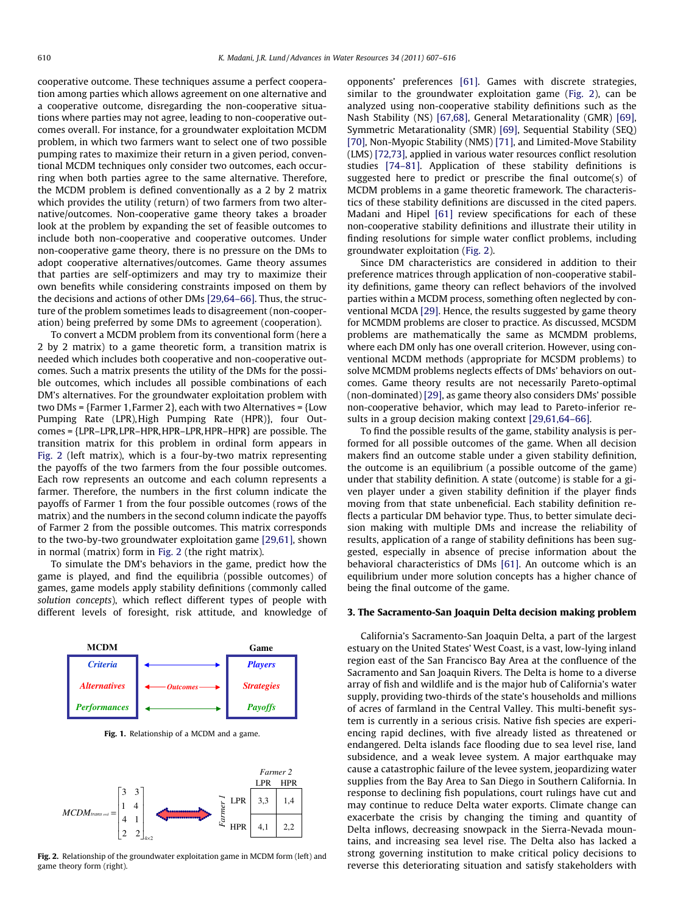cooperative outcome. These techniques assume a perfect cooperation among parties which allows agreement on one alternative and a cooperative outcome, disregarding the non-cooperative situations where parties may not agree, leading to non-cooperative outcomes overall. For instance, for a groundwater exploitation MCDM problem, in which two farmers want to select one of two possible pumping rates to maximize their return in a given period, conventional MCDM techniques only consider two outcomes, each occurring when both parties agree to the same alternative. Therefore, the MCDM problem is defined conventionally as a 2 by 2 matrix which provides the utility (return) of two farmers from two alternative/outcomes. Non-cooperative game theory takes a broader look at the problem by expanding the set of feasible outcomes to include both non-cooperative and cooperative outcomes. Under non-cooperative game theory, there is no pressure on the DMs to adopt cooperative alternatives/outcomes. Game theory assumes that parties are self-optimizers and may try to maximize their own benefits while considering constraints imposed on them by the decisions and actions of other DMs [29,64–66]. Thus, the structure of the problem sometimes leads to disagreement (non-cooperation) being preferred by some DMs to agreement (cooperation).

To convert a MCDM problem from its conventional form (here a 2 by 2 matrix) to a game theoretic form, a transition matrix is needed which includes both cooperative and non-cooperative outcomes. Such a matrix presents the utility of the DMs for the possible outcomes, which includes all possible combinations of each DM's alternatives. For the groundwater exploitation problem with two DMs = {Farmer 1, Farmer 2}, each with two Alternatives = {Low Pumping Rate (LPR), High Pumping Rate (HPR)}, four Outcomes = {LPR–LPR, LPR–HPR, HPR–LPR, HPR–HPR} are possible. The transition matrix for this problem in ordinal form appears in Fig. 2 (left matrix), which is a four-by-two matrix representing the payoffs of the two farmers from the four possible outcomes. Each row represents an outcome and each column represents a farmer. Therefore, the numbers in the first column indicate the payoffs of Farmer 1 from the four possible outcomes (rows of the matrix) and the numbers in the second column indicate the payoffs of Farmer 2 from the possible outcomes. This matrix corresponds to the two-by-two groundwater exploitation game [29,61], shown in normal (matrix) form in Fig. 2 (the right matrix).

To simulate the DM's behaviors in the game, predict how the game is played, and find the equilibria (possible outcomes) of games, game models apply stability definitions (commonly called *solution concepts*), which reflect different types of people with different levels of foresight, risk attitude, and knowledge of opponents' preferences [61]. Games with discrete strategies, similar to the groundwater exploitation game (Fig. 2), can be analyzed using non-cooperative stability definitions such as the Nash Stability (NS) [67,68], General Metarationality (GMR) [69], Symmetric Metarationality (SMR) [69], Sequential Stability (SEQ) [70], Non-Myopic Stability (NMS) [71], and Limited-Move Stability (LMS) [72,73], applied in various water resources conflict resolution studies [74–81]. Application of these stability definitions is suggested here to predict or prescribe the final outcome(s) of MCDM problems in a game theoretic framework. The characteristics of these stability definitions are discussed in the cited papers. Madani and Hipel [61] review specifications for each of these non-cooperative stability definitions and illustrate their utility in finding resolutions for simple water conflict problems, including groundwater exploitation (Fig. 2).

Since DM characteristics are considered in addition to their preference matrices through application of non-cooperative stability definitions, game theory can reflect behaviors of the involved parties within a MCDM process, something often neglected by conventional MCDA [29]. Hence, the results suggested by game theory for MCMDM problems are closer to practice. As discussed, MCSDM problems are mathematically the same as MCMDM problems, where each DM only has one overall criterion. However, using conventional MCDM methods (appropriate for MCSDM problems) to solve MCMDM problems neglects effects of DMs' behaviors on outcomes. Game theory results are not necessarily Pareto-optimal (non-dominated) [29], as game theory also considers DMs' possible non-cooperative behavior, which may lead to Pareto-inferior results in a group decision making context [29,61,64–66].

To find the possible results of the game, stability analysis is performed for all possible outcomes of the game. When all decision makers find an outcome stable under a given stability definition, the outcome is an equilibrium (a possible outcome of the game) under that stability definition. A state (outcome) is stable for a given player under a given stability definition if the player finds moving from that state unbeneficial. Each stability definition reflects a particular DM behavior type. Thus, to better simulate decision making with multiple DMs and increase the reliability of results, application of a range of stability definitions has been suggested, especially in absence of precise information about the behavioral characteristics of DMs [61]. An outcome which is an equilibrium under more solution concepts has a higher chance of being the final outcome of the game.

MCDM

Criteria

Alternatives

Performances

Outcomes

Game

Players

Strategies

Payoffs

Fig. 1. Relationship of a MCDM and a game.

$$MCDM_{trans\ ord} = \begin{bmatrix} 3 & 3 \\ 1 & 4 \\ 4 & 1 \\ 2 & 2 \end{bmatrix}_{4\times 2}$$

| | Farmer 2: LPR | Farmer 2: HPR |
|---|---|---|
| Farmer 1: LPR | 3,3 | 1,4 |
| Farmer 1: HPR | 4,1 | 2,2 |

Fig. 2. Relationship of the groundwater exploitation game in MCDM form (left) and game theory form (right).

## 3. The Sacramento-San Joaquin Delta decision making problem

California's Sacramento-San Joaquin Delta, a part of the largest estuary on the United States' West Coast, is a vast, low-lying inland region east of the San Francisco Bay Area at the confluence of the Sacramento and San Joaquin Rivers. The Delta is home to a diverse array of fish and wildlife and is the major hub of California's water supply, providing two-thirds of the state's households and millions of acres of farmland in the Central Valley. This multi-benefit system is currently in a serious crisis. Native fish species are experiencing rapid declines, with five already listed as threatened or endangered. Delta islands face flooding due to sea level rise, land subsidence, and a weak levee system. A major earthquake may cause a catastrophic failure of the levee system, jeopardizing water supplies from the Bay Area to San Diego in Southern California. In response to declining fish populations, court rulings have cut and may continue to reduce Delta water exports. Climate change can exacerbate the crisis by changing the timing and quantity of Delta inflows, decreasing snowpack in the Sierra-Nevada mountains, and increasing sea level rise. The Delta also has lacked a strong governing institution to make critical policy decisions to reverse this deteriorating situation and satisfy stakeholders with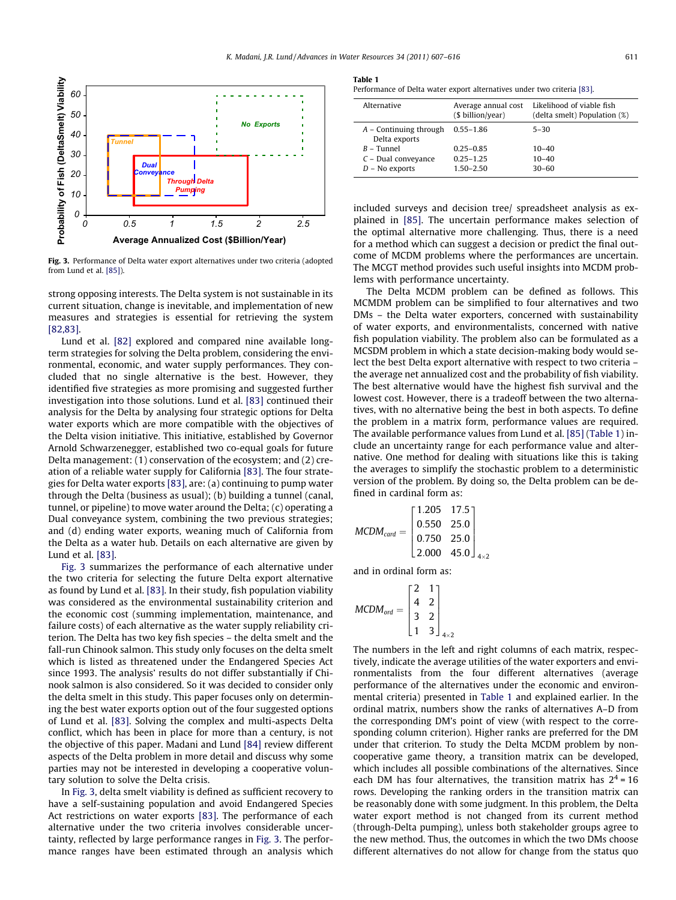Fig. 3. Performance of Delta water export alternatives under two criteria (adopted from Lund et al. [85]).

strong opposing interests. The Delta system is not sustainable in its current situation, change is inevitable, and implementation of new measures and strategies is essential for retrieving the system [82,83].

Lund et al. [82] explored and compared nine available long-term strategies for solving the Delta problem, considering the environmental, economic, and water supply performances. They concluded that no single alternative is the best. However, they identified five strategies as more promising and suggested further investigation into those solutions. Lund et al. [83] continued their analysis for the Delta by analysing four strategic options for Delta water exports which are more compatible with the objectives of the Delta vision initiative. This initiative, established by Governor Arnold Schwarzenegger, established two co-equal goals for future Delta management: (1) conservation of the ecosystem; and (2) creation of a reliable water supply for California [83]. The four strategies for Delta water exports [83], are: (a) continuing to pump water through the Delta (business as usual); (b) building a tunnel (canal, tunnel, or pipeline) to move water around the Delta; (c) operating a Dual conveyance system, combining the two previous strategies; and (d) ending water exports, weaning much of California from the Delta as a water hub. Details on each alternative are given by Lund et al. [83].

Fig. 3 summarizes the performance of each alternative under the two criteria for selecting the future Delta export alternative as found by Lund et al. [83]. In their study, fish population viability was considered as the environmental sustainability criterion and the economic cost (summing implementation, maintenance, and failure costs) of each alternative as the water supply reliability criterion. The Delta has two key fish species – the delta smelt and the fall-run Chinook salmon. This study only focuses on the delta smelt which is listed as threatened under the Endangered Species Act since 1993. The analysis' results do not differ substantially if Chinook salmon is also considered. So it was decided to consider only the delta smelt in this study. This paper focuses only on determining the best water exports option out of the four suggested options of Lund et al. [83]. Solving the complex and multi-aspects Delta conflict, which has been in place for more than a century, is not the objective of this paper. Madani and Lund [84] review different aspects of the Delta problem in more detail and discuss why some parties may not be interested in developing a cooperative voluntary solution to solve the Delta crisis.

In Fig. 3, delta smelt viability is defined as sufficient recovery to have a self-sustaining population and avoid Endangered Species Act restrictions on water exports [83]. The performance of each alternative under the two criteria involves considerable uncertainty, reflected by large performance ranges in Fig. 3. The performance ranges have been estimated through an analysis which included surveys and decision tree/ spreadsheet analysis as explained in [85]. The uncertain performance makes selection of the optimal alternative more challenging. Thus, there is a need for a method which can suggest a decision or predict the final outcome of MCDM problems where the performances are uncertain. The MCGT method provides such useful insights into MCDM problems with performance uncertainty.

**Table 1**
Performance of Delta water export alternatives under two criteria [83].

| Alternative | Average annual cost ($ billion/year) | Likelihood of viable fish (delta smelt) Population (%) |
|---|---|---|
| *A* – Continuing through Delta exports | 0.55–1.86 | 5–30 |
| *B* – Tunnel | 0.25–0.85 | 10–40 |
| *C* – Dual conveyance | 0.25–1.25 | 10–40 |
| *D* – No exports | 1.50–2.50 | 30–60 |

The Delta MCDM problem can be defined as follows. This MCMDM problem can be simplified to four alternatives and two DMs – the Delta water exporters, concerned with sustainability of water exports, and environmentalists, concerned with native fish population viability. The problem also can be formulated as a MCSDM problem in which a state decision-making body would select the best Delta export alternative with respect to two criteria – the average net annualized cost and the probability of fish viability. The best alternative would have the highest fish survival and the lowest cost. However, there is a tradeoff between the two alternatives, with no alternative being the best in both aspects. To define the problem in a matrix form, performance values are required. The available performance values from Lund et al. [85] (Table 1) include an uncertainty range for each performance value and alternative. One method for dealing with situations like this is taking the averages to simplify the stochastic problem to a deterministic version of the problem. By doing so, the Delta problem can be defined in cardinal form as:

$$MCDM_{card} = \begin{bmatrix} 1.205 & 17.5 \\ 0.550 & 25.0 \\ 0.750 & 25.0 \\ 2.000 & 45.0 \end{bmatrix}_{4\times 2}$$

and in ordinal form as:

$$MCDM_{ord} = \begin{bmatrix} 2 & 1 \\ 4 & 2 \\ 3 & 2 \\ 1 & 3 \end{bmatrix}_{4\times 2}$$

The numbers in the left and right columns of each matrix, respectively, indicate the average utilities of the water exporters and environmentalists from the four different alternatives (average performance of the alternatives under the economic and environmental criteria) presented in Table 1 and explained earlier. In the ordinal matrix, numbers show the ranks of alternatives A–D from the corresponding DM's point of view (with respect to the corresponding column criterion). Higher ranks are preferred for the DM under that criterion. To study the Delta MCDM problem by non-cooperative game theory, a transition matrix can be developed, which includes all possible combinations of the alternatives. Since each DM has four alternatives, the transition matrix has $2^4 = 16$ rows. Developing the ranking orders in the transition matrix can be reasonably done with some judgment. In this problem, the Delta water export method is not changed from its current method (through-Delta pumping), unless both stakeholder groups agree to the new method. Thus, the outcomes in which the two DMs choose different alternatives do not allow for change from the status quo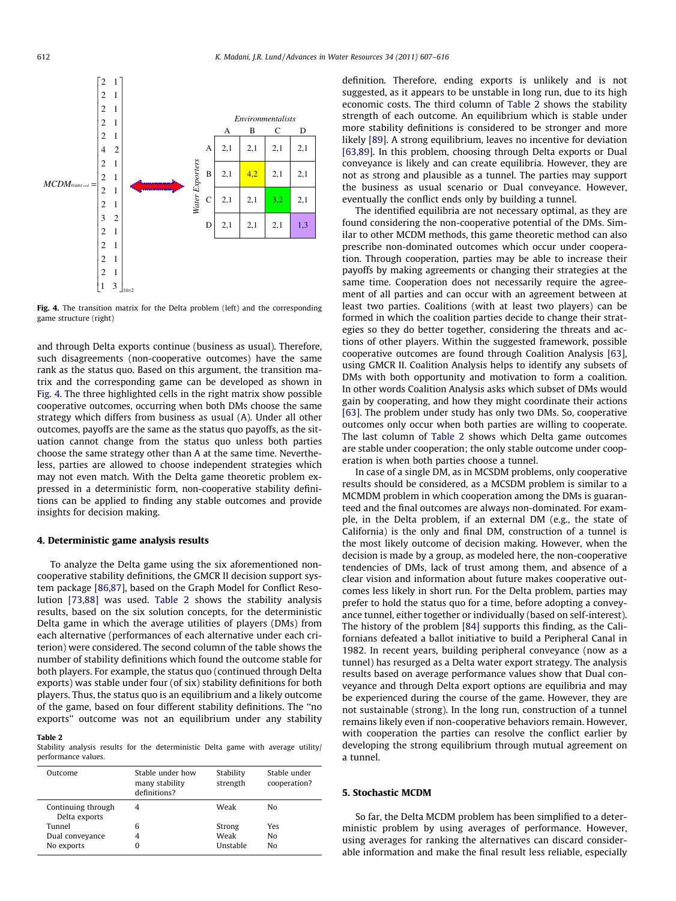$$MCDM_{trans\ ord} = \begin{bmatrix} 2 & 1 \\ 2 & 1 \\ 2 & 1 \\ 2 & 1 \\ 2 & 1 \\ 4 & 2 \\ 2 & 1 \\ 2 & 1 \\ 2 & 1 \\ 2 & 1 \\ 3 & 2 \\ 2 & 1 \\ 2 & 1 \\ 2 & 1 \\ 2 & 1 \\ 1 & 3 \end{bmatrix}_{16\times 2}$$

| Water Exporters \ Environmentalists | A | B | C | D |
|---|---|---|---|---|
| A | 2,1 | 2,1 | 2,1 | 2,1 |
| B | 2,1 | 4,2 | 2,1 | 2,1 |
| C | 2,1 | 2,1 | 3,2 | 2,1 |
| D | 2,1 | 2,1 | 2,1 | 1,3 |

**Fig. 4.** The transition matrix for the Delta problem (left) and the corresponding game structure (right)

and through Delta exports continue (business as usual). Therefore, such disagreements (non-cooperative outcomes) have the same rank as the status quo. Based on this argument, the transition matrix and the corresponding game can be developed as shown in Fig. 4. The three highlighted cells in the right matrix show possible cooperative outcomes, occurring when both DMs choose the same strategy which differs from business as usual (A). Under all other outcomes, payoffs are the same as the status quo payoffs, as the situation cannot change from the status quo unless both parties choose the same strategy other than A at the same time. Nevertheless, parties are allowed to choose independent strategies which may not even match. With the Delta game theoretic problem expressed in a deterministic form, non-cooperative stability definitions can be applied to finding any stable outcomes and provide insights for decision making.

## 4. Deterministic game analysis results

To analyze the Delta game using the six aforementioned non-cooperative stability definitions, the GMCR II decision support system package [86,87], based on the Graph Model for Conflict Resolution [73,88] was used. Table 2 shows the stability analysis results, based on the six solution concepts, for the deterministic Delta game in which the average utilities of players (DMs) from each alternative (performances of each alternative under each criterion) were considered. The second column of the table shows the number of stability definitions which found the outcome stable for both players. For example, the status quo (continued through Delta exports) was stable under four (of six) stability definitions for both players. Thus, the status quo is an equilibrium and a likely outcome of the game, based on four different stability definitions. The "no exports" outcome was not an equilibrium under any stability definition. Therefore, ending exports is unlikely and is not suggested, as it appears to be unstable in long run, due to its high economic costs. The third column of Table 2 shows the stability strength of each outcome. An equilibrium which is stable under more stability definitions is considered to be stronger and more likely [89]. A strong equilibrium, leaves no incentive for deviation [63,89]. In this problem, choosing through Delta exports or Dual conveyance is likely and can create equilibria. However, they are not as strong and plausible as a tunnel. The parties may support the business as usual scenario or Dual conveyance. However, eventually the conflict ends only by building a tunnel.

**Table 2**
Stability analysis results for the deterministic Delta game with average utility/performance values.

| Outcome | Stable under how many stability definitions? | Stability strength | Stable under cooperation? |
|---|---|---|---|
| Continuing through Delta exports | 4 | Weak | No |
| Tunnel | 6 | Strong | Yes |
| Dual conveyance | 4 | Weak | No |
| No exports | 0 | Unstable | No |

The identified equilibria are not necessary optimal, as they are found considering the non-cooperative potential of the DMs. Similar to other MCDM methods, this game theoretic method can also prescribe non-dominated outcomes which occur under cooperation. Through cooperation, parties may be able to increase their payoffs by making agreements or changing their strategies at the same time. Cooperation does not necessarily require the agreement of all parties and can occur with an agreement between at least two parties. Coalitions (with at least two players) can be formed in which the coalition parties decide to change their strategies so they do better together, considering the threats and actions of other players. Within the suggested framework, possible cooperative outcomes are found through Coalition Analysis [63], using GMCR II. Coalition Analysis helps to identify any subsets of DMs with both opportunity and motivation to form a coalition. In other words Coalition Analysis asks which subset of DMs would gain by cooperating, and how they might coordinate their actions [63]. The problem under study has only two DMs. So, cooperative outcomes only occur when both parties are willing to cooperate. The last column of Table 2 shows which Delta game outcomes are stable under cooperation; the only stable outcome under cooperation is when both parties choose a tunnel.

In case of a single DM, as in MCSDM problems, only cooperative results should be considered, as a MCSDM problem is similar to a MCMDM problem in which cooperation among the DMs is guaranteed and the final outcomes are always non-dominated. For example, in the Delta problem, if an external DM (e.g., the state of California) is the only and final DM, construction of a tunnel is the most likely outcome of decision making. However, when the decision is made by a group, as modeled here, the non-cooperative tendencies of DMs, lack of trust among them, and absence of a clear vision and information about future makes cooperative outcomes less likely in short run. For the Delta problem, parties may prefer to hold the status quo for a time, before adopting a conveyance tunnel, either together or individually (based on self-interest). The history of the problem [84] supports this finding, as the Californians defeated a ballot initiative to build a Peripheral Canal in 1982. In recent years, building peripheral conveyance (now as a tunnel) has resurged as a Delta water export strategy. The analysis results based on average performance values show that Dual conveyance and through Delta export options are equilibria and may be experienced during the course of the game. However, they are not sustainable (strong). In the long run, construction of a tunnel remains likely even if non-cooperative behaviors remain. However, with cooperation the parties can resolve the conflict earlier by developing the strong equilibrium through mutual agreement on a tunnel.

## 5. Stochastic MCDM

So far, the Delta MCDM problem has been simplified to a deterministic problem by using averages of performance. However, using averages for ranking the alternatives can discard considerable information and make the final result less reliable, especially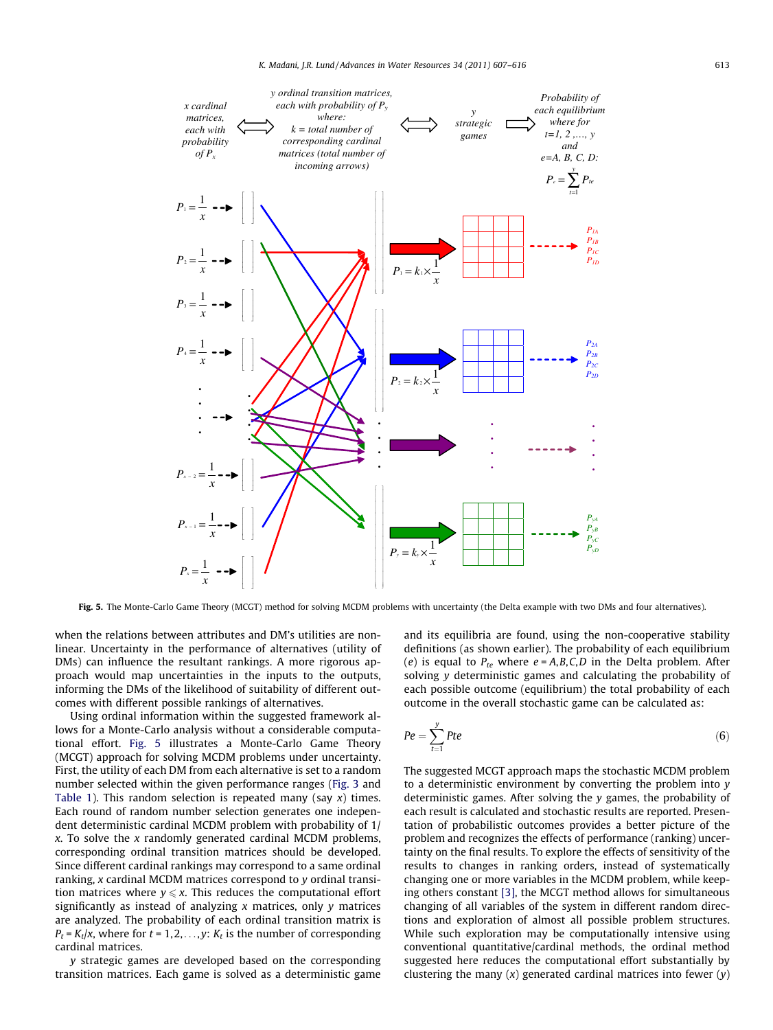**Fig. 5.** The Monte-Carlo Game Theory (MCGT) method for solving MCDM problems with uncertainty (the Delta example with two DMs and four alternatives).

when the relations between attributes and DM's utilities are nonlinear. Uncertainty in the performance of alternatives (utility of DMs) can influence the resultant rankings. A more rigorous approach would map uncertainties in the inputs to the outputs, informing the DMs of the likelihood of suitability of different outcomes with different possible rankings of alternatives.

Using ordinal information within the suggested framework allows for a Monte-Carlo analysis without a considerable computational effort. Fig. 5 illustrates a Monte-Carlo Game Theory (MCGT) approach for solving MCDM problems under uncertainty. First, the utility of each DM from each alternative is set to a random number selected within the given performance ranges (Fig. 3 and Table 1). This random selection is repeated many (say $x$) times. Each round of random number selection generates one independent deterministic cardinal MCDM problem with probability of $1/x$. To solve the $x$ randomly generated cardinal MCDM problems, corresponding ordinal transition matrices should be developed. Since different cardinal rankings may correspond to a same ordinal ranking, $x$ cardinal MCDM matrices correspond to $y$ ordinal transition matrices where $y \leqslant x$. This reduces the computational effort significantly as instead of analyzing $x$ matrices, only $y$ matrices are analyzed. The probability of each ordinal transition matrix is $P_t = K_t/x$, where for $t = 1,2,\ldots,y$: $K_t$ is the number of corresponding cardinal matrices.

$y$ strategic games are developed based on the corresponding transition matrices. Each game is solved as a deterministic game and its equilibria are found, using the non-cooperative stability definitions (as shown earlier). The probability of each equilibrium ($e$) is equal to $P_{te}$ where $e = A,B,C,D$ in the Delta problem. After solving $y$ deterministic games and calculating the probability of each possible outcome (equilibrium) the total probability of each outcome in the overall stochastic game can be calculated as:

$$Pe = \sum_{t=1}^{y} Pte \tag{6}$$

The suggested MCGT approach maps the stochastic MCDM problem to a deterministic environment by converting the problem into $y$ deterministic games. After solving the $y$ games, the probability of each result is calculated and stochastic results are reported. Presentation of probabilistic outcomes provides a better picture of the problem and recognizes the effects of performance (ranking) uncertainty on the final results. To explore the effects of sensitivity of the results to changes in ranking orders, instead of systematically changing one or more variables in the MCDM problem, while keeping others constant [3], the MCGT method allows for simultaneous changing of all variables of the system in different random directions and exploration of almost all possible problem structures. While such exploration may be computationally intensive using conventional quantitative/cardinal methods, the ordinal method suggested here reduces the computational effort substantially by clustering the many ($x$) generated cardinal matrices into fewer ($y$)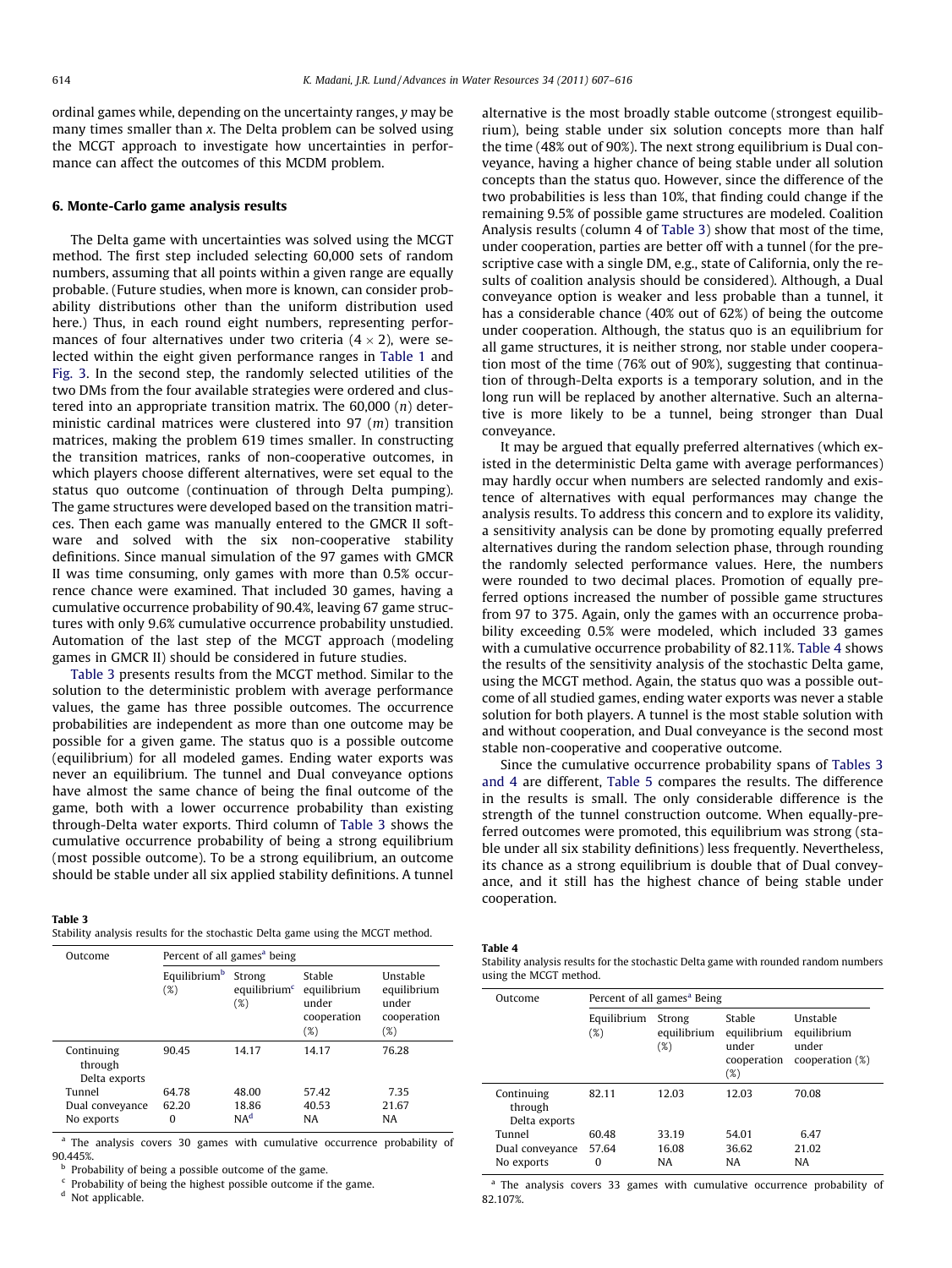ordinal games while, depending on the uncertainty ranges, $y$ may be many times smaller than $x$. The Delta problem can be solved using the MCGT approach to investigate how uncertainties in performance can affect the outcomes of this MCDM problem.

## 6. Monte-Carlo game analysis results

The Delta game with uncertainties was solved using the MCGT method. The first step included selecting 60,000 sets of random numbers, assuming that all points within a given range are equally probable. (Future studies, when more is known, can consider probability distributions other than the uniform distribution used here.) Thus, in each round eight numbers, representing performances of four alternatives under two criteria ($4 \times 2$), were selected within the eight given performance ranges in Table 1 and Fig. 3. In the second step, the randomly selected utilities of the two DMs from the four available strategies were ordered and clustered into an appropriate transition matrix. The 60,000 ($n$) deterministic cardinal matrices were clustered into 97 ($m$) transition matrices, making the problem 619 times smaller. In constructing the transition matrices, ranks of non-cooperative outcomes, in which players choose different alternatives, were set equal to the status quo outcome (continuation of through Delta pumping). The game structures were developed based on the transition matrices. Then each game was manually entered to the GMCR II software and solved with the six non-cooperative stability definitions. Since manual simulation of the 97 games with GMCR II was time consuming, only games with more than 0.5% occurrence chance were examined. That included 30 games, having a cumulative occurrence probability of 90.4%, leaving 67 game structures with only 9.6% cumulative occurrence probability unstudied. Automation of the last step of the MCGT approach (modeling games in GMCR II) should be considered in future studies.

Table 3 presents results from the MCGT method. Similar to the solution to the deterministic problem with average performance values, the game has three possible outcomes. The occurrence probabilities are independent as more than one outcome may be possible for a given game. The status quo is a possible outcome (equilibrium) for all modeled games. Ending water exports was never an equilibrium. The tunnel and Dual conveyance options have almost the same chance of being the final outcome of the game, both with a lower occurrence probability than existing through-Delta water exports. Third column of Table 3 shows the cumulative occurrence probability of being a strong equilibrium (most possible outcome). To be a strong equilibrium, an outcome should be stable under all six applied stability definitions. A tunnel alternative is the most broadly stable outcome (strongest equilibrium), being stable under six solution concepts more than half the time (48% out of 90%). The next strong equilibrium is Dual conveyance, having a higher chance of being stable under all solution concepts than the status quo. However, since the difference of the two probabilities is less than 10%, that finding could change if the remaining 9.5% of possible game structures are modeled. Coalition Analysis results (column 4 of Table 3) show that most of the time, under cooperation, parties are better off with a tunnel (for the prescriptive case with a single DM, e.g., state of California, only the results of coalition analysis should be considered). Although, a Dual conveyance option is weaker and less probable than a tunnel, it has a considerable chance (40% out of 62%) of being the outcome under cooperation. Although, the status quo is an equilibrium for all game structures, it is neither strong, nor stable under cooperation most of the time (76% out of 90%), suggesting that continuation of through-Delta exports is a temporary solution, and in the long run will be replaced by another alternative. Such an alternative is more likely to be a tunnel, being stronger than Dual conveyance.

It may be argued that equally preferred alternatives (which existed in the deterministic Delta game with average performances) may hardly occur when numbers are selected randomly and existence of alternatives with equal performances may change the analysis results. To address this concern and to explore its validity, a sensitivity analysis can be done by promoting equally preferred alternatives during the random selection phase, through rounding the randomly selected performance values. Here, the numbers were rounded to two decimal places. Promotion of equally preferred options increased the number of possible game structures from 97 to 375. Again, only the games with an occurrence probability exceeding 0.5% were modeled, which included 33 games with a cumulative occurrence probability of 82.11%. Table 4 shows the results of the sensitivity analysis of the stochastic Delta game, using the MCGT method. Again, the status quo was a possible outcome of all studied games, ending water exports was never a stable solution for both players. A tunnel is the most stable solution with and without cooperation, and Dual conveyance is the second most stable non-cooperative and cooperative outcome.

Since the cumulative occurrence probability spans of Tables 3 and 4 are different, Table 5 compares the results. The difference in the results is small. The only considerable difference is the strength of the tunnel construction outcome. When equally-preferred outcomes were promoted, this equilibrium was strong (stable under all six stability definitions) less frequently. Nevertheless, its chance as a strong equilibrium is double that of Dual conveyance, and it still has the highest chance of being stable under cooperation.

**Table 3**
Stability analysis results for the stochastic Delta game using the MCGT method.

| Outcome | Percent of all games[a] being | | | |
|---|---|---|---|---|
| | Equilibrium[b] (%) | Strong equilibrium[c] (%) | Stable equilibrium under cooperation (%) | Unstable equilibrium under cooperation (%) |
| Continuing through Delta exports | 90.45 | 14.17 | 14.17 | 76.28 |
| Tunnel | 64.78 | 48.00 | 57.42 | 7.35 |
| Dual conveyance | 62.20 | 18.86 | 40.53 | 21.67 |
| No exports | 0 | NA[d] | NA | NA |

[a] The analysis covers 30 games with cumulative occurrence probability of 90.445%.
[b] Probability of being a possible outcome of the game.
[c] Probability of being the highest possible outcome if the game.
[d] Not applicable.

**Table 4**
Stability analysis results for the stochastic Delta game with rounded random numbers using the MCGT method.

| Outcome | Percent of all games[a] Being | | | |
|---|---|---|---|---|
| | Equilibrium (%) | Strong equilibrium (%) | Stable equilibrium under cooperation (%) | Unstable equilibrium under cooperation (%) |
| Continuing through Delta exports | 82.11 | 12.03 | 12.03 | 70.08 |
| Tunnel | 60.48 | 33.19 | 54.01 | 6.47 |
| Dual conveyance | 57.64 | 16.08 | 36.62 | 21.02 |
| No exports | 0 | NA | NA | NA |

[a] The analysis covers 33 games with cumulative occurrence probability of 82.107%.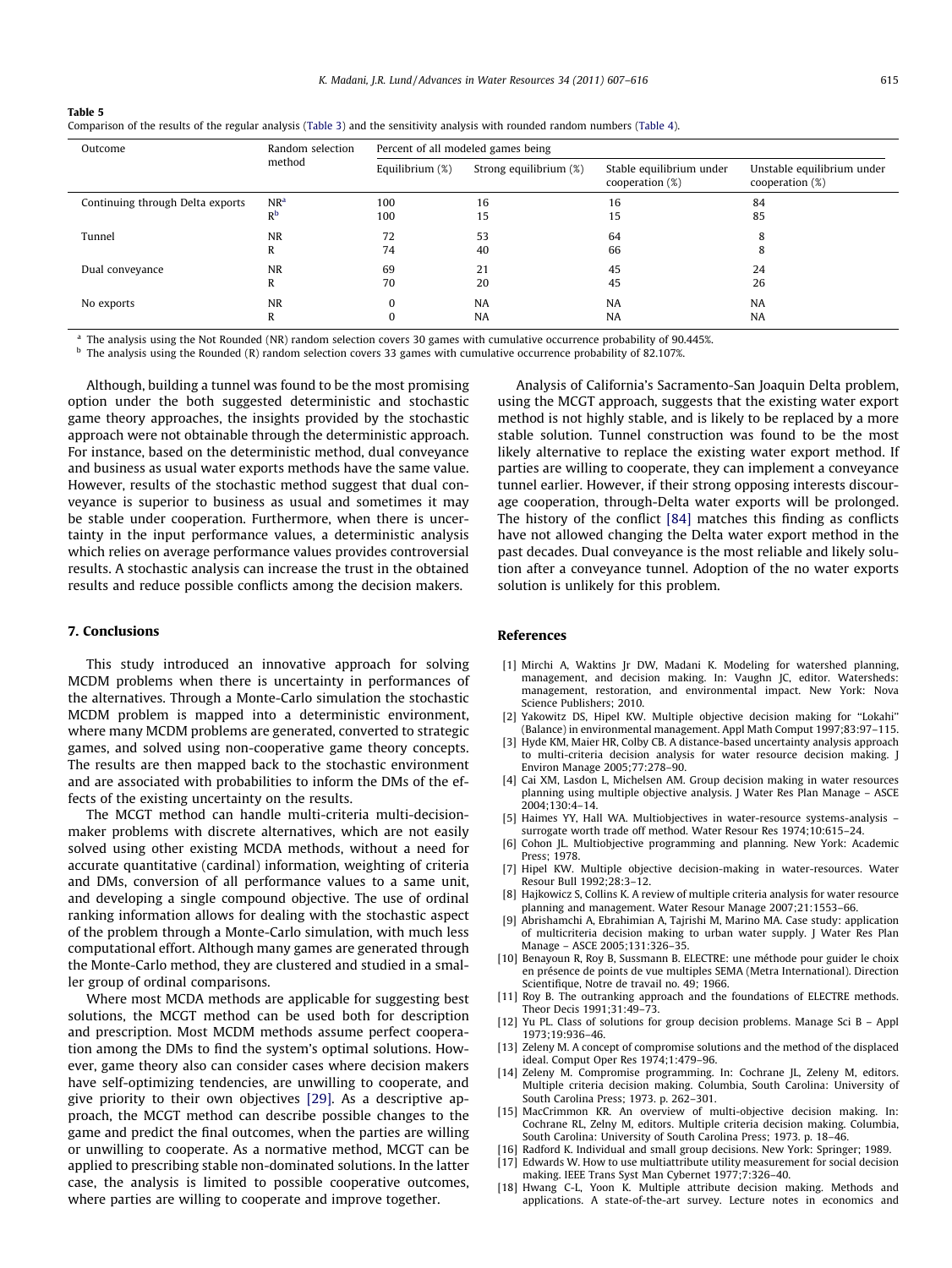**Table 5**
Comparison of the results of the regular analysis (Table 3) and the sensitivity analysis with rounded random numbers (Table 4).

| Outcome | Random selection method | Percent of all modeled games being | | | |
|---|---|---|---|---|---|
| | | Equilibrium (%) | Strong equilibrium (%) | Stable equilibrium under cooperation (%) | Unstable equilibrium under cooperation (%) |
| Continuing through Delta exports | NR[a] | 100 | 16 | 16 | 84 |
| | R[b] | 100 | 15 | 15 | 85 |
| Tunnel | NR | 72 | 53 | 64 | 8 |
| | R | 74 | 40 | 66 | 8 |
| Dual conveyance | NR | 69 | 21 | 45 | 24 |
| | R | 70 | 20 | 45 | 26 |
| No exports | NR | 0 | NA | NA | NA |
| | R | 0 | NA | NA | NA |

[a] The analysis using the Not Rounded (NR) random selection covers 30 games with cumulative occurrence probability of 90.445%.
[b] The analysis using the Rounded (R) random selection covers 33 games with cumulative occurrence probability of 82.107%.

Although, building a tunnel was found to be the most promising option under the both suggested deterministic and stochastic game theory approaches, the insights provided by the stochastic approach were not obtainable through the deterministic approach. For instance, based on the deterministic method, dual conveyance and business as usual water exports methods have the same value. However, results of the stochastic method suggest that dual conveyance is superior to business as usual and sometimes it may be stable under cooperation. Furthermore, when there is uncertainty in the input performance values, a deterministic analysis which relies on average performance values provides controversial results. A stochastic analysis can increase the trust in the obtained results and reduce possible conflicts among the decision makers.

## 7. Conclusions

This study introduced an innovative approach for solving MCDM problems when there is uncertainty in performances of the alternatives. Through a Monte-Carlo simulation the stochastic MCDM problem is mapped into a deterministic environment, where many MCDM problems are generated, converted to strategic games, and solved using non-cooperative game theory concepts. The results are then mapped back to the stochastic environment and are associated with probabilities to inform the DMs of the effects of the existing uncertainty on the results.

The MCGT method can handle multi-criteria multi-decision-maker problems with discrete alternatives, which are not easily solved using other existing MCDA methods, without a need for accurate quantitative (cardinal) information, weighting of criteria and DMs, conversion of all performance values to a same unit, and developing a single compound objective. The use of ordinal ranking information allows for dealing with the stochastic aspect of the problem through a Monte-Carlo simulation, with much less computational effort. Although many games are generated through the Monte-Carlo method, they are clustered and studied in a smaller group of ordinal comparisons.

Where most MCDA methods are applicable for suggesting best solutions, the MCGT method can be used both for description and prescription. Most MCDM methods assume perfect cooperation among the DMs to find the system's optimal solutions. However, game theory also can consider cases where decision makers have self-optimizing tendencies, are unwilling to cooperate, and give priority to their own objectives [29]. As a descriptive approach, the MCGT method can describe possible changes to the game and predict the final outcomes, when the parties are willing or unwilling to cooperate. As a normative method, MCGT can be applied to prescribing stable non-dominated solutions. In the latter case, the analysis is limited to possible cooperative outcomes, where parties are willing to cooperate and improve together.

Analysis of California's Sacramento-San Joaquin Delta problem, using the MCGT approach, suggests that the existing water export method is not highly stable, and is likely to be replaced by a more stable solution. Tunnel construction was found to be the most likely alternative to replace the existing water export method. If parties are willing to cooperate, they can implement a conveyance tunnel earlier. However, if their strong opposing interests discourage cooperation, through-Delta water exports will be prolonged. The history of the conflict [84] matches this finding as conflicts have not allowed changing the Delta water export method in the past decades. Dual conveyance is the most reliable and likely solution after a conveyance tunnel. Adoption of the no water exports solution is unlikely for this problem.

## References

[1] Mirchi A, Waktins Jr DW, Madani K. Modeling for watershed planning, management, and decision making. In: Vaughn JC, editor. Watersheds: management, restoration, and environmental impact. New York: Nova Science Publishers; 2010.

[2] Yakowitz DS, Hipel KW. Multiple objective decision making for "Lokahi" (Balance) in environmental management. Appl Math Comput 1997;83:97–115.

[3] Hyde KM, Maier HR, Colby CB. A distance-based uncertainty analysis approach to multi-criteria decision analysis for water resource decision making. J Environ Manage 2005;77:278–90.

[4] Cai XM, Lasdon L, Michelsen AM. Group decision making in water resources planning using multiple objective analysis. J Water Res Plan Manage – ASCE 2004;130:4–14.

[5] Haimes YY, Hall WA. Multiobjectives in water-resource systems-analysis – surrogate worth trade off method. Water Resour Res 1974;10:615–24.

[6] Cohon JL. Multiobjective programming and planning. New York: Academic Press; 1978.

[7] Hipel KW. Multiple objective decision-making in water-resources. Water Resour Bull 1992;28:3–12.

[8] Hajkowicz S, Collins K. A review of multiple criteria analysis for water resource planning and management. Water Resour Manage 2007;21:1553–66.

[9] Abrishamchi A, Ebrahimian A, Tajrishi M, Marino MA. Case study: application of multicriteria decision making to urban water supply. J Water Res Plan Manage – ASCE 2005;131:326–35.

[10] Benayoun R, Roy B, Sussmann B. ELECTRE: une méthode pour guider le choix en présence de points de vue multiples SEMA (Metra International). Direction Scientifique, Notre de travail no. 49; 1966.

[11] Roy B. The outranking approach and the foundations of ELECTRE methods. Theor Decis 1991;31:49–73.

[12] Yu PL. Class of solutions for group decision problems. Manage Sci B – Appl 1973;19:936–46.

[13] Zeleny M. A concept of compromise solutions and the method of the displaced ideal. Comput Oper Res 1974;1:479–96.

[14] Zeleny M. Compromise programming. In: Cochrane JL, Zeleny M, editors. Multiple criteria decision making. Columbia, South Carolina: University of South Carolina Press; 1973. p. 262–301.

[15] MacCrimmon KR. An overview of multi-objective decision making. In: Cochrane RL, Zelny M, editors. Multiple criteria decision making. Columbia, South Carolina: University of South Carolina Press; 1973. p. 18–46.

[16] Radford K. Individual and small group decisions. New York: Springer; 1989.

[17] Edwards W. How to use multiattribute utility measurement for social decision making. IEEE Trans Syst Man Cybernet 1977;7:326–40.

[18] Hwang C-L, Yoon K. Multiple attribute decision making. Methods and applications. A state-of-the-art survey. Lecture notes in economics and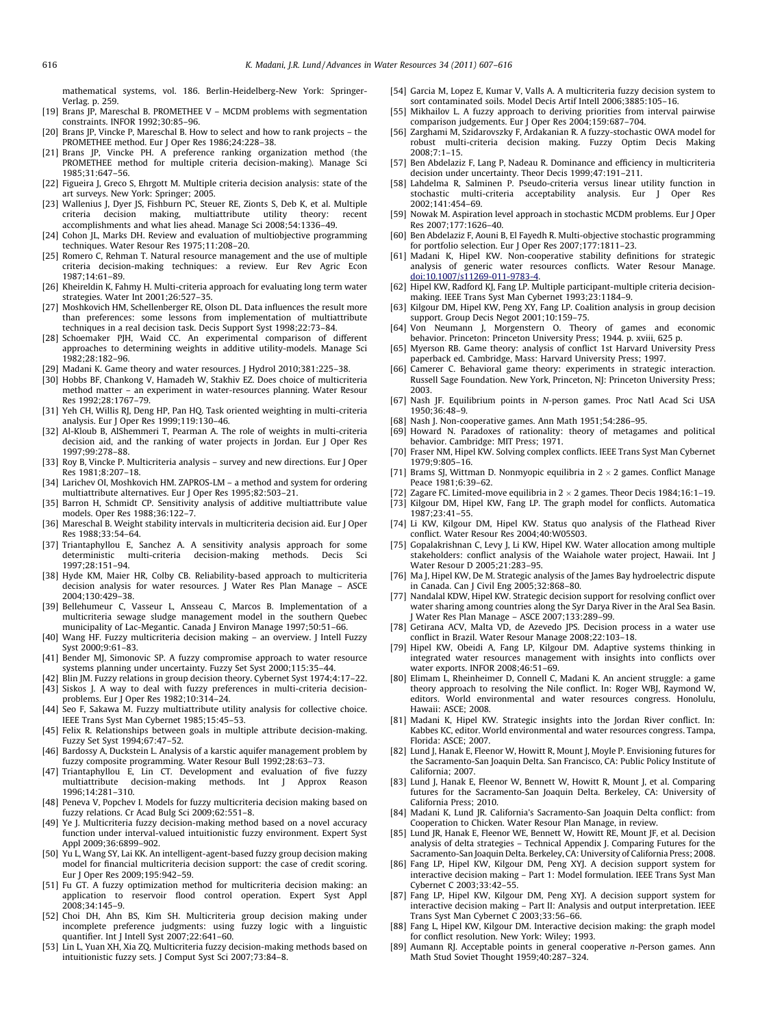mathematical systems, vol. 186. Berlin-Heidelberg-New York: Springer-Verlag. p. 259.

[19] Brans JP, Mareschal B. PROMETHEE V – MCDM problems with segmentation constraints. INFOR 1992;30:85–96.

[20] Brans JP, Vincke P, Mareschal B. How to select and how to rank projects – the PROMETHEE method. Eur J Oper Res 1986;24:228–38.

[21] Brans JP, Vincke PH. A preference ranking organization method (the PROMETHEE method for multiple criteria decision-making). Manage Sci 1985;31:647–56.

[22] Figueira J, Greco S, Ehrgott M. Multiple criteria decision analysis: state of the art surveys. New York: Springer; 2005.

[23] Wallenius J, Dyer JS, Fishburn PC, Steuer RE, Zionts S, Deb K, et al. Multiple criteria decision making, multiattribute utility theory: recent accomplishments and what lies ahead. Manage Sci 2008;54:1336–49.

[24] Cohon JL, Marks DH. Review and evaluation of multiobjective programming techniques. Water Resour Res 1975;11:208–20.

[25] Romero C, Rehman T. Natural resource management and the use of multiple criteria decision-making techniques: a review. Eur Rev Agric Econ 1987;14:61–89.

[26] Kheireldin K, Fahmy H. Multi-criteria approach for evaluating long term water strategies. Water Int 2001;26:527–35.

[27] Moshkovich HM, Schellenberger RE, Olson DL. Data influences the result more than preferences: some lessons from implementation of multiattribute techniques in a real decision task. Decis Support Syst 1998;22:73–84.

[28] Schoemaker PJH, Waid CC. An experimental comparison of different approaches to determining weights in additive utility-models. Manage Sci 1982;28:182–96.

[29] Madani K. Game theory and water resources. J Hydrol 2010;381:225–38.

[30] Hobbs BF, Chankong V, Hamadeh W, Stakhiv EZ. Does choice of multicriteria method matter – an experiment in water-resources planning. Water Resour Res 1992;28:1767–79.

[31] Yeh CH, Willis RJ, Deng HP, Pan HQ. Task oriented weighting in multi-criteria analysis. Eur J Oper Res 1999;119:130–46.

[32] Al-Kloub B, AlShemmeri T, Pearman A. The role of weights in multi-criteria decision aid, and the ranking of water projects in Jordan. Eur J Oper Res 1997;99:278–88.

[33] Roy B, Vincke P. Multicriteria analysis – survey and new directions. Eur J Oper Res 1981;8:207–18.

[34] Larichev OI, Moshkovich HM. ZAPROS-LM – a method and system for ordering multiattribute alternatives. Eur J Oper Res 1995;82:503–21.

[35] Barron H, Schmidt CP. Sensitivity analysis of additive multiattribute value models. Oper Res 1988;36:122–7.

[36] Mareschal B. Weight stability intervals in multicriteria decision aid. Eur J Oper Res 1988;33:54–64.

[37] Triantaphyllou E, Sanchez A. A sensitivity analysis approach for some deterministic multi-criteria decision-making methods. Decis Sci 1997;28:151–94.

[38] Hyde KM, Maier HR, Colby CB. Reliability-based approach to multicriteria decision analysis for water resources. J Water Res Plan Manage – ASCE 2004;130:429–38.

[39] Bellehumeur C, Vasseur L, Ansseau C, Marcos B. Implementation of a multicriteria sewage sludge management model in the southern Quebec municipality of Lac-Megantic. Canada J Environ Manage 1997;50:51–66.

[40] Wang HF. Fuzzy multicriteria decision making – an overview. J Intell Fuzzy Syst 2000;9:61–83.

[41] Bender MJ, Simonovic SP. A fuzzy compromise approach to water resource systems planning under uncertainty. Fuzzy Set Syst 2000;115:35–44.

[42] Blin JM. Fuzzy relations in group decision theory. Cybernet Syst 1974;4:17–22.

[43] Siskos J. A way to deal with fuzzy preferences in multi-criteria decision-problems. Eur J Oper Res 1982;10:314–24.

[44] Seo F, Sakawa M. Fuzzy multiattribute utility analysis for collective choice. IEEE Trans Syst Man Cybernet 1985;15:45–53.

[45] Felix R. Relationships between goals in multiple attribute decision-making. Fuzzy Set Syst 1994;67:47–52.

[46] Bardossy A, Duckstein L. Analysis of a karstic aquifer management problem by fuzzy composite programming. Water Resour Bull 1992;28:63–73.

[47] Triantaphyllou E, Lin CT. Development and evaluation of five fuzzy multiattribute decision-making methods. Int J Approx Reason 1996;14:281–310.

[48] Peneva V, Popchev I. Models for fuzzy multicriteria decision making based on fuzzy relations. Cr Acad Bulg Sci 2009;62:551–8.

[49] Ye J. Multicriteria fuzzy decision-making method based on a novel accuracy function under interval-valued intuitionistic fuzzy environment. Expert Syst Appl 2009;36:6899–902.

[50] Yu L, Wang SY, Lai KK. An intelligent-agent-based fuzzy group decision making model for financial multicriteria decision support: the case of credit scoring. Eur J Oper Res 2009;195:942–59.

[51] Fu GT. A fuzzy optimization method for multicriteria decision making: an application to reservoir flood control operation. Expert Syst Appl 2008;34:145–9.

[52] Choi DH, Ahn BS, Kim SH. Multicriteria group decision making under incomplete preference judgments: using fuzzy logic with a linguistic quantifier. Int J Intell Syst 2007;22:641–60.

[53] Lin L, Yuan XH, Xia ZQ. Multicriteria fuzzy decision-making methods based on intuitionistic fuzzy sets. J Comput Syst Sci 2007;73:84–8.

[54] Garcia M, Lopez E, Kumar V, Valls A. A multicriteria fuzzy decision system to sort contaminated soils. Model Decis Artif Intell 2006;3885:105–16.

[55] Mikhailov L. A fuzzy approach to deriving priorities from interval pairwise comparison judgements. Eur J Oper Res 2004;159:687–704.

[56] Zarghami M, Szidarovszky F, Ardakanian R. A fuzzy-stochastic OWA model for robust multi-criteria decision making. Fuzzy Optim Decis Making 2008;7:1–15.

[57] Ben Abdelaziz F, Lang P, Nadeau R. Dominance and efficiency in multicriteria decision under uncertainty. Theor Decis 1999;47:191–211.

[58] Lahdelma R, Salminen P. Pseudo-criteria versus linear utility function in stochastic multi-criteria acceptability analysis. Eur J Oper Res 2002;141:454–69.

[59] Nowak M. Aspiration level approach in stochastic MCDM problems. Eur J Oper Res 2007;177:1626–40.

[60] Ben Abdelaziz F, Aouni B, El Fayedh R. Multi-objective stochastic programming for portfolio selection. Eur J Oper Res 2007;177:1811–23.

[61] Madani K, Hipel KW. Non-cooperative stability definitions for strategic analysis of generic water resources conflicts. Water Resour Manage. doi:10.1007/s11269-011-9783-4.

[62] Hipel KW, Radford KJ, Fang LP. Multiple participant-multiple criteria decision-making. IEEE Trans Syst Man Cybernet 1993;23:1184–9.

[63] Kilgour DM, Hipel KW, Peng XY, Fang LP. Coalition analysis in group decision support. Group Decis Negot 2001;10:159–75.

[64] Von Neumann J, Morgenstern O. Theory of games and economic behavior. Princeton: Princeton University Press; 1944. p. xviii, 625 p.

[65] Myerson RB. Game theory: analysis of conflict 1st Harvard University Press paperback ed. Cambridge, Mass: Harvard University Press; 1997.

[66] Camerer C. Behavioral game theory: experiments in strategic interaction. Russell Sage Foundation. New York, Princeton, NJ: Princeton University Press; 2003.

[67] Nash JF. Equilibrium points in N-person games. Proc Natl Acad Sci USA 1950;36:48–9.

[68] Nash J. Non-cooperative games. Ann Math 1951;54:286–95.

[69] Howard N. Paradoxes of rationality: theory of metagames and political behavior. Cambridge: MIT Press; 1971.

[70] Fraser NM, Hipel KW. Solving complex conflicts. IEEE Trans Syst Man Cybernet 1979;9:805–16.

[71] Brams SJ, Wittman D. Nonmyopic equilibria in $2 \times 2$ games. Conflict Manage Peace 1981;6:39–62.

[72] Zagare FC. Limited-move equilibria in $2 \times 2$ games. Theor Decis 1984;16:1–19.

[73] Kilgour DM, Hipel KW, Fang LP. The graph model for conflicts. Automatica 1987;23:41–55.

[74] Li KW, Kilgour DM, Hipel KW. Status quo analysis of the Flathead River conflict. Water Resour Res 2004;40:W05S03.

[75] Gopalakrishnan C, Levy J, Li KW, Hipel KW. Water allocation among multiple stakeholders: conflict analysis of the Waiahole water project, Hawaii. Int J Water Resour D 2005;21:283–95.

[76] Ma J, Hipel KW, De M. Strategic analysis of the James Bay hydroelectric dispute in Canada. Can J Civil Eng 2005;32:868–80.

[77] Nandalal KDW, Hipel KW. Strategic decision support for resolving conflict over water sharing among countries along the Syr Darya River in the Aral Sea Basin. J Water Res Plan Manage – ASCE 2007;133:289–99.

[78] Getirana ACV, Malta VD, de Azevedo JPS. Decision process in a water use conflict in Brazil. Water Resour Manage 2008;22:103–18.

[79] Hipel KW, Obeidi A, Fang LP, Kilgour DM. Adaptive systems thinking in integrated water resources management with insights into conflicts over water exports. INFOR 2008;46:51–69.

[80] Elimam L, Rheinheimer D, Connell C, Madani K. An ancient struggle: a game theory approach to resolving the Nile conflict. In: Roger WBJ, Raymond W, editors. World environmental and water resources congress. Honolulu, Hawaii: ASCE; 2008.

[81] Madani K, Hipel KW. Strategic insights into the Jordan River conflict. In: Kabbes KC, editor. World environmental and water resources congress. Tampa, Florida: ASCE; 2007.

[82] Lund J, Hanak E, Fleenor W, Howitt R, Mount J, Moyle P. Envisioning futures for the Sacramento-San Joaquin Delta. San Francisco, CA: Public Policy Institute of California; 2007.

[83] Lund J, Hanak E, Fleenor W, Bennett W, Howitt R, Mount J, et al. Comparing futures for the Sacramento-San Joaquin Delta. Berkeley, CA: University of California Press; 2010.

[84] Madani K, Lund JR. California's Sacramento-San Joaquin Delta conflict: from Cooperation to Chicken. Water Resour Plan Manage, in review.

[85] Lund JR, Hanak E, Fleenor WE, Bennett W, Howitt RE, Mount JF, et al. Decision analysis of delta strategies – Technical Appendix J. Comparing Futures for the Sacramento-San Joaquin Delta. Berkeley, CA: University of California Press; 2008.

[86] Fang LP, Hipel KW, Kilgour DM, Peng XYJ. A decision support system for interactive decision making – Part 1: Model formulation. IEEE Trans Syst Man Cybernet C 2003;33:42–55.

[87] Fang LP, Hipel KW, Kilgour DM, Peng XYJ. A decision support system for interactive decision making – Part II: Analysis and output interpretation. IEEE Trans Syst Man Cybernet C 2003;33:56–66.

[88] Fang L, Hipel KW, Kilgour DM. Interactive decision making: the graph model for conflict resolution. New York: Wiley; 1993.

[89] Aumann RJ. Acceptable points in general cooperative n-Person games. Ann Math Stud Soviet Thought 1959;40:287–324.